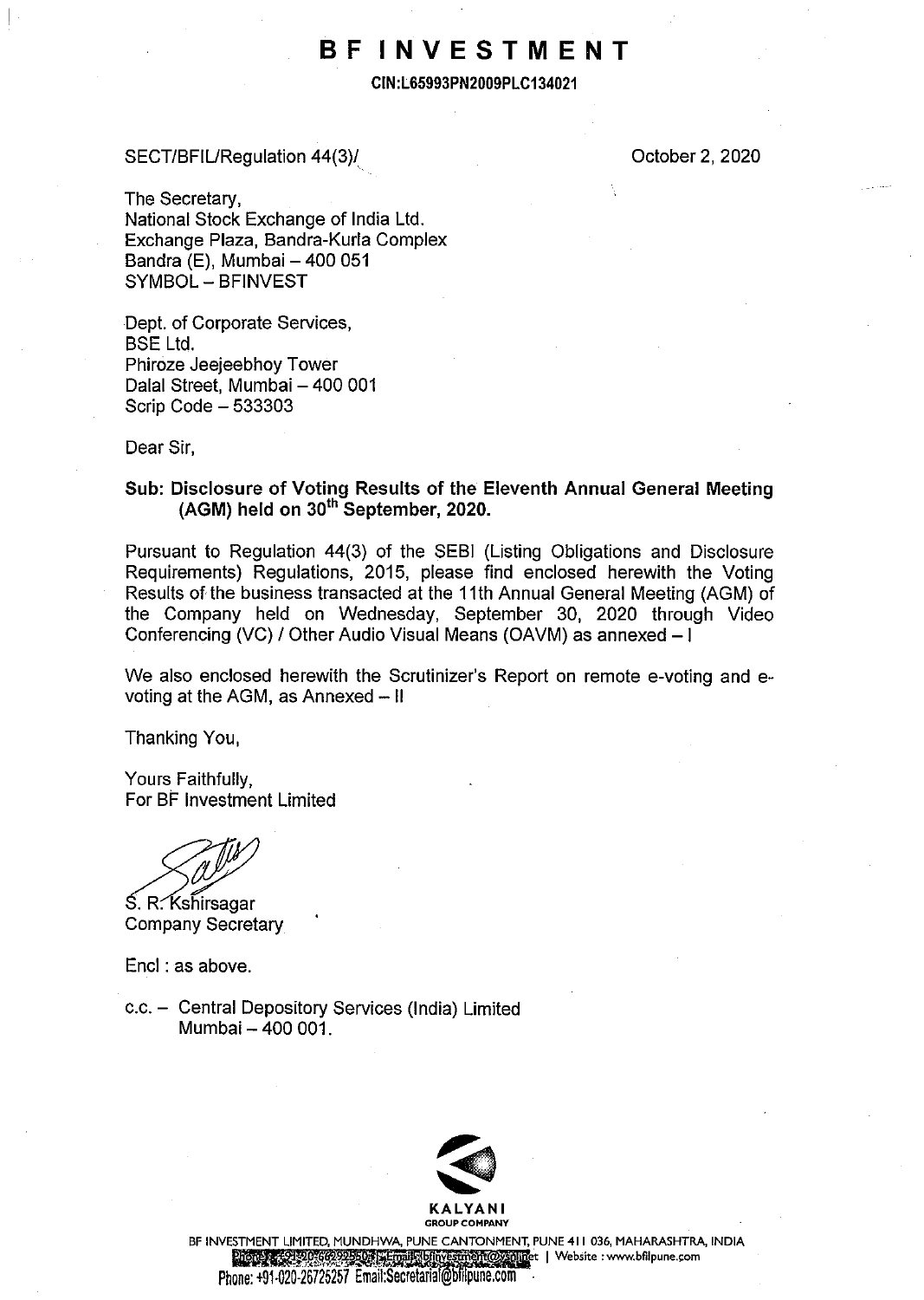# BF INVESTMENT

**CIN:L65993PN2009PLC134021**

SECT/BFIL/Regulation 44(3)/

October 2, 2020

The Secretary,
National Stock Exchange of India Ltd.
Exchange Plaza, Bandra-Kurla Complex
Bandra (E), Mumbai – 400 051
SYMBOL – BFINVEST

Dept. of Corporate Services,
BSE Ltd.
Phiroze Jeejeebhoy Tower
Dalal Street, Mumbai – 400 001
Scrip Code – 533303

Dear Sir,

**Sub: Disclosure of Voting Results of the Eleventh Annual General Meeting (AGM) held on 30th September, 2020.**

Pursuant to Regulation 44(3) of the SEBI (Listing Obligations and Disclosure Requirements) Regulations, 2015, please find enclosed herewith the Voting Results of the business transacted at the 11th Annual General Meeting (AGM) of the Company held on Wednesday, September 30, 2020 through Video Conferencing (VC) / Other Audio Visual Means (OAVM) as annexed – I

We also enclosed herewith the Scrutinizer's Report on remote e-voting and e-voting at the AGM, as Annexed – II

Thanking You,

Yours Faithfully,
For BF Investment Limited

S. R. Kshirsagar
Company Secretary

Encl : as above.

c.c. – Central Depository Services (India) Limited
Mumbai – 400 001.

KALYANI
GROUP COMPANY

BF INVESTMENT LIMITED, MUNDHWA, PUNE CANTONMENT, PUNE 411 036, MAHARASHTRA, INDIA
| Website : www.bfilpune.com
Phone: +91-020-26725257 Email:Secretarial@bfilpune.com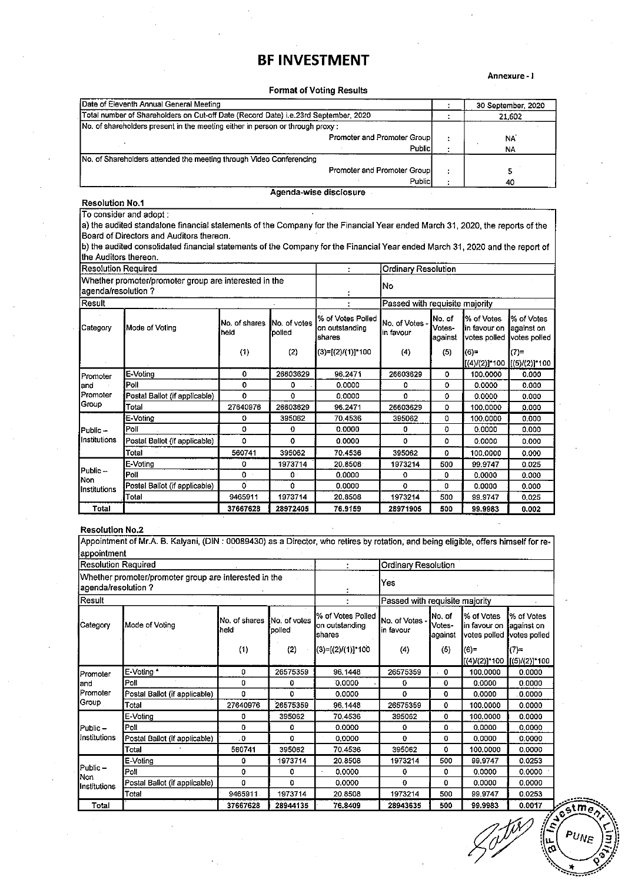# BF INVESTMENT

Annexure - I

**Format of Voting Results**

| | | |
|---|---|---|
| Date of Eleventh Annual General Meeting | : | 30 September, 2020 |
| Total number of Shareholders on Cut-off Date (Record Date) i.e.23rd September, 2020 | : | 21,602 |
| No. of shareholders present in the meeting either in person or through proxy : | | |
| Promoter and Promoter Group | : | NA |
| Public | : | NA |
| No. of Shareholders attended the meeting through Video Conferencing | | |
| Promoter and Promoter Group | : | 5 |
| Public | : | 40 |

**Agenda-wise disclosure**

**Resolution No.1**

To consider and adopt :
a) the audited standalone financial statements of the Company for the Financial Year ended March 31, 2020, the reports of the Board of Directors and Auditors thereon.
b) the audited consolidated financial statements of the Company for the Financial Year ended March 31, 2020 and the report of the Auditors thereon.

| | | |
|---|---|---|
| Resolution Required | : | Ordinary Resolution |
| Whether promoter/promoter group are interested in the agenda/resolution ? | : | No |
| Result | : | Passed with requisite majority |

| Category | Mode of Voting | No. of shares held (1) | No. of votes polled (2) | % of Votes Polled on outstanding shares (3)=[(2)/(1)]*100 | No. of Votes - in favour (4) | No. of Votes-against (5) | % of Votes in favour on votes polled (6)=[(4)/(2)]*100 | % of Votes against on votes polled (7)=[(5)/(2)]*100 |
|---|---|---|---|---|---|---|---|---|
| Promoter and Promoter Group | E-Voting | 0 | 26603629 | 96.2471 | 26603629 | 0 | 100.0000 | 0.000 |
| | Poll | 0 | 0 | 0.0000 | 0 | 0 | 0.0000 | 0.000 |
| | Postal Ballot (if applicable) | 0 | 0 | 0.0000 | 0 | 0 | 0.0000 | 0.000 |
| | Total | 27640976 | 26603629 | 96.2471 | 26603629 | 0 | 100.0000 | 0.000 |
| Public – Institutions | E-Voting | 0 | 395062 | 70.4536 | 395062 | 0 | 100.0000 | 0.000 |
| | Poll | 0 | 0 | 0.0000 | 0 | 0 | 0.0000 | 0.000 |
| | Postal Ballot (if applicable) | 0 | 0 | 0.0000 | 0 | 0 | 0.0000 | 0.000 |
| | Total | 560741 | 395062 | 70.4536 | 395062 | 0 | 100.0000 | 0.000 |
| Public – Non Institutions | E-Voting | 0 | 1973714 | 20.8508 | 1973214 | 500 | 99.9747 | 0.025 |
| | Poll | 0 | 0 | 0.0000 | 0 | 0 | 0.0000 | 0.000 |
| | Postal Ballot (if applicable) | 0 | 0 | 0.0000 | 0 | 0 | 0.0000 | 0.000 |
| | Total | 9465911 | 1973714 | 20.8508 | 1973214 | 500 | 99.9747 | 0.025 |
| **Total** | | 37667628 | 28972405 | 76.9159 | 28971905 | 500 | 99.9983 | 0.002 |

**Resolution No.2**

Appointment of Mr.A. B. Kalyani, (DIN : 00089430) as a Director, who retires by rotation, and being eligible, offers himself for re-appointment

| | | |
|---|---|---|
| Resolution Required | : | Ordinary Resolution |
| Whether promoter/promoter group are interested in the agenda/resolution ? | : | Yes |
| Result | : | Passed with requisite majority |

| Category | Mode of Voting | No. of shares held (1) | No. of votes polled (2) | % of Votes Polled on outstanding shares (3)=[(2)/(1)]*100 | No. of Votes - in favour (4) | No. of Votes-against (5) | % of Votes in favour on votes polled (6)=[(4)/(2)]*100 | % of Votes against on votes polled (7)=[(5)/(2)]*100 |
|---|---|---|---|---|---|---|---|---|
| Promoter and Promoter Group | E-Voting * | 0 | 26575359 | 96.1448 | 26575359 | 0 | 100.0000 | 0.0000 |
| | Poll | 0 | 0 | 0.0000 | 0 | 0 | 0.0000 | 0.0000 |
| | Postal Ballot (if applicable) | 0 | 0 | 0.0000 | 0 | 0 | 0.0000 | 0.0000 |
| | Total | 27640976 | 26575359 | 96.1448 | 26575359 | 0 | 100.0000 | 0.0000 |
| Public – Institutions | E-Voting | 0 | 395062 | 70.4536 | 395062 | 0 | 100.0000 | 0.0000 |
| | Poll | 0 | 0 | 0.0000 | 0 | 0 | 0.0000 | 0.0000 |
| | Postal Ballot (if applicable) | 0 | 0 | 0.0000 | 0 | 0 | 0.0000 | 0.0000 |
| | Total | 560741 | 395062 | 70.4536 | 395062 | 0 | 100.0000 | 0.0000 |
| Public – Non Institutions | E-Voting | 0 | 1973714 | 20.8508 | 1973214 | 500 | 99.9747 | 0.0253 |
| | Poll | 0 | 0 | 0.0000 | 0 | 0 | 0.0000 | 0.0000 |
| | Postal Ballot (if applicable) | 0 | 0 | 0.0000 | 0 | 0 | 0.0000 | 0.0000 |
| | Total | 9465911 | 1973714 | 20.8508 | 1973214 | 500 | 99.9747 | 0.0253 |
| **Total** | | 37667628 | 28944135 | 76.8409 | 28943635 | 500 | 99.9983 | 0.0017 |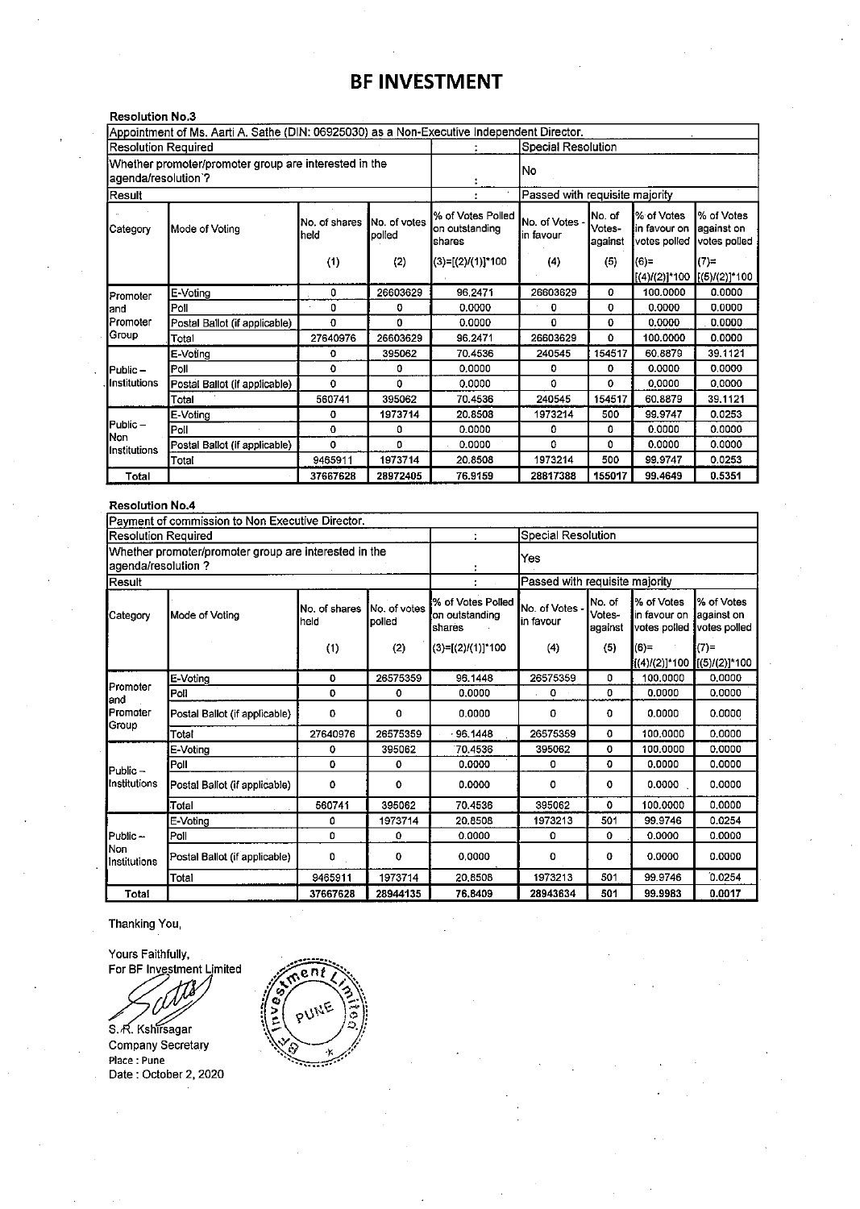# BF INVESTMENT

**Resolution No.3**

| Appointment of Ms. Aarti A. Sathe (DIN: 06925030) as a Non-Executive Independent Director. | | | | | | | | |
|---|---|---|---|---|---|---|---|---|
| Resolution Required | | | | : | Special Resolution | | | |
| Whether promoter/promoter group are interested in the agenda/resolution ? | | | | : | No | | | |
| Result | | | | : | Passed with requisite majority | | | |
| Category | Mode of Voting | No. of shares held (1) | No. of votes polled (2) | % of Votes Polled on outstanding shares (3)=[(2)/(1)]*100 | No. of Votes - in favour (4) | No. of Votes-against (5) | % of Votes in favour on votes polled (6)=[(4)/(2)]*100 | % of Votes against on votes polled (7)=[(5)/(2)]*100 |
| Promoter and Promoter Group | E-Voting | 0 | 26603629 | 96.2471 | 26603629 | 0 | 100.0000 | 0.0000 |
| | Poll | 0 | 0 | 0.0000 | 0 | 0 | 0.0000 | 0.0000 |
| | Postal Ballot (if applicable) | 0 | 0 | 0.0000 | 0 | 0 | 0.0000 | 0.0000 |
| | Total | 27640976 | 26603629 | 96.2471 | 26603629 | 0 | 100.0000 | 0.0000 |
| Public – Institutions | E-Voting | 0 | 395062 | 70.4536 | 240545 | 154517 | 60.8879 | 39.1121 |
| | Poll | 0 | 0 | 0.0000 | 0 | 0 | 0.0000 | 0.0000 |
| | Postal Ballot (if applicable) | 0 | 0 | 0.0000 | 0 | 0 | 0.0000 | 0.0000 |
| | Total | 560741 | 395062 | 70.4536 | 240545 | 154517 | 60.8879 | 39.1121 |
| Public – Non Institutions | E-Voting | 0 | 1973714 | 20.8508 | 1973214 | 500 | 99.9747 | 0.0253 |
| | Poll | 0 | 0 | 0.0000 | 0 | 0 | 0.0000 | 0.0000 |
| | Postal Ballot (if applicable) | 0 | 0 | 0.0000 | 0 | 0 | 0.0000 | 0.0000 |
| | Total | 9465911 | 1973714 | 20.8508 | 1973214 | 500 | 99.9747 | 0.0253 |
| **Total** | | 37667628 | 28972405 | 76.9159 | 28817388 | 155017 | 99.4649 | 0.5351 |

**Resolution No.4**

| Payment of commission to Non Executive Director. | | | | | | | | |
|---|---|---|---|---|---|---|---|---|
| Resolution Required | | | | : | Special Resolution | | | |
| Whether promoter/promoter group are interested in the agenda/resolution ? | | | | : | Yes | | | |
| Result | | | | : | Passed with requisite majority | | | |
| Category | Mode of Voting | No. of shares held (1) | No. of votes polled (2) | % of Votes Polled on outstanding shares (3)=[(2)/(1)]*100 | No. of Votes - in favour (4) | No. of Votes-against (5) | % of Votes in favour on votes polled (6)=[(4)/(2)]*100 | % of Votes against on votes polled (7)=[(5)/(2)]*100 |
| Promoter and Promoter Group | E-Voting | 0 | 26575359 | 96.1448 | 26575359 | 0 | 100.0000 | 0.0000 |
| | Poll | 0 | 0 | 0.0000 | 0 | 0 | 0.0000 | 0.0000 |
| | Postal Ballot (if applicable) | 0 | 0 | 0.0000 | 0 | 0 | 0.0000 | 0.0000 |
| | Total | 27640976 | 26575359 | 96.1448 | 26575359 | 0 | 100.0000 | 0.0000 |
| Public – Institutions | E-Voting | 0 | 395062 | 70.4536 | 395062 | 0 | 100.0000 | 0.0000 |
| | Poll | 0 | 0 | 0.0000 | 0 | 0 | 0.0000 | 0.0000 |
| | Postal Ballot (if applicable) | 0 | 0 | 0.0000 | 0 | 0 | 0.0000 | 0.0000 |
| | Total | 560741 | 395062 | 70.4536 | 395062 | 0 | 100.0000 | 0.0000 |
| Public – Non Institutions | E-Voting | 0 | 1973714 | 20.8508 | 1973213 | 501 | 99.9746 | 0.0254 |
| | Poll | 0 | 0 | 0.0000 | 0 | 0 | 0.0000 | 0.0000 |
| | Postal Ballot (if applicable) | 0 | 0 | 0.0000 | 0 | 0 | 0.0000 | 0.0000 |
| | Total | 9465911 | 1973714 | 20.8508 | 1973213 | 501 | 99.9746 | 0.0254 |
| **Total** | | 37667628 | 28944135 | 76.8409 | 28943634 | 501 | 99.9983 | 0.0017 |

Thanking You,

Yours Faithfully,
For BF Investment Limited

S. R. Kshirsagar
Company Secretary
Place : Pune
Date : October 2, 2020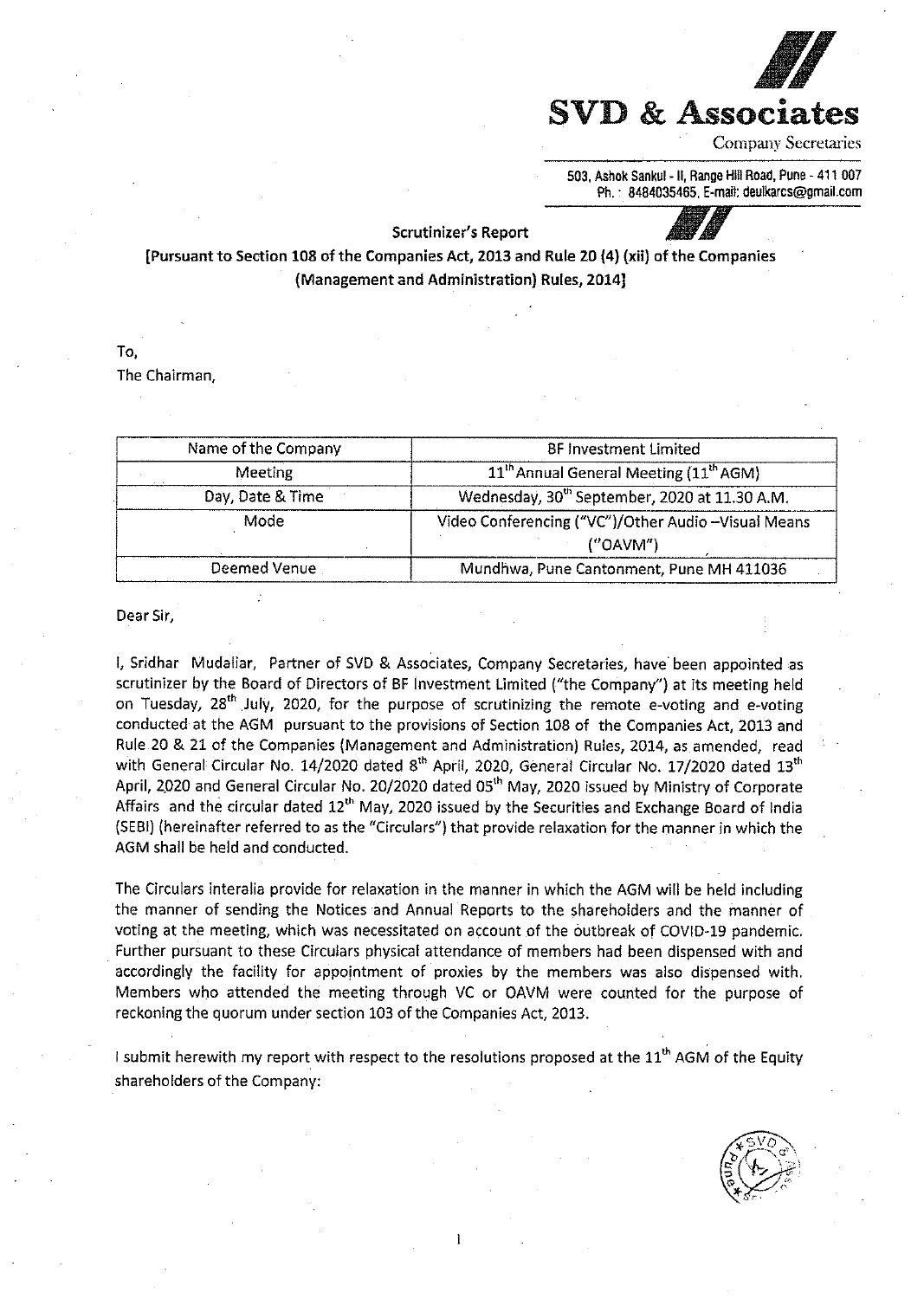**SVD & Associates**

Company Secretaries

503, Ashok Sankul - II, Range Hill Road, Pune - 411 007
Ph. : 8484035465, E-mail: deulkarcs@gmail.com

**Scrutinizer's Report**

**[Pursuant to Section 108 of the Companies Act, 2013 and Rule 20 (4) (xii) of the Companies (Management and Administration) Rules, 2014]**

To,
The Chairman,

| Name of the Company | BF Investment Limited |
|---|---|
| Meeting | 11th Annual General Meeting (11th AGM) |
| Day, Date & Time | Wednesday, 30th September, 2020 at 11.30 A.M. |
| Mode | Video Conferencing ("VC")/Other Audio –Visual Means ("OAVM") |
| Deemed Venue | Mundhwa, Pune Cantonment, Pune MH 411036 |

Dear Sir,

I, Sridhar Mudaliar, Partner of SVD & Associates, Company Secretaries, have been appointed as scrutinizer by the Board of Directors of BF Investment Limited ("the Company") at its meeting held on Tuesday, 28th July, 2020, for the purpose of scrutinizing the remote e-voting and e-voting conducted at the AGM pursuant to the provisions of Section 108 of the Companies Act, 2013 and Rule 20 & 21 of the Companies (Management and Administration) Rules, 2014, as amended, read with General Circular No. 14/2020 dated 8th April, 2020, General Circular No. 17/2020 dated 13th April, 2020 and General Circular No. 20/2020 dated 05th May, 2020 issued by Ministry of Corporate Affairs and the circular dated 12th May, 2020 issued by the Securities and Exchange Board of India (SEBI) (hereinafter referred to as the "Circulars") that provide relaxation for the manner in which the AGM shall be held and conducted.

The Circulars interalia provide for relaxation in the manner in which the AGM will be held including the manner of sending the Notices and Annual Reports to the shareholders and the manner of voting at the meeting, which was necessitated on account of the outbreak of COVID-19 pandemic. Further pursuant to these Circulars physical attendance of members had been dispensed with and accordingly the facility for appointment of proxies by the members was also dispensed with. Members who attended the meeting through VC or OAVM were counted for the purpose of reckoning the quorum under section 103 of the Companies Act, 2013.

I submit herewith my report with respect to the resolutions proposed at the 11th AGM of the Equity shareholders of the Company: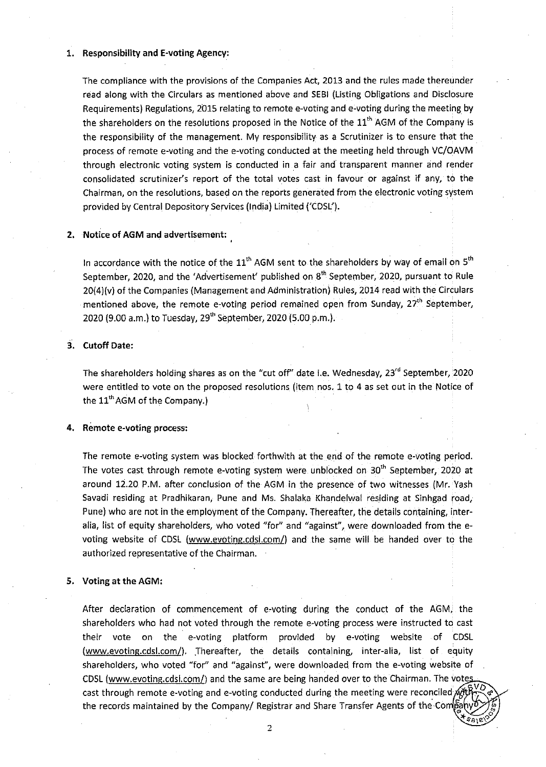1. **Responsibility and E-voting Agency:**

   The compliance with the provisions of the Companies Act, 2013 and the rules made thereunder read along with the Circulars as mentioned above and SEBI (Listing Obligations and Disclosure Requirements) Regulations, 2015 relating to remote e-voting and e-voting during the meeting by the shareholders on the resolutions proposed in the Notice of the 11th AGM of the Company is the responsibility of the management. My responsibility as a Scrutinizer is to ensure that the process of remote e-voting and the e-voting conducted at the meeting held through VC/OAVM through electronic voting system is conducted in a fair and transparent manner and render consolidated scrutinizer's report of the total votes cast in favour or against if any, to the Chairman, on the resolutions, based on the reports generated from the electronic voting system provided by Central Depository Services (India) Limited ('CDSL').

2. **Notice of AGM and advertisement:**

   In accordance with the notice of the 11th AGM sent to the shareholders by way of email on 5th September, 2020, and the 'Advertisement' published on 8th September, 2020, pursuant to Rule 20(4)(v) of the Companies (Management and Administration) Rules, 2014 read with the Circulars mentioned above, the remote e-voting period remained open from Sunday, 27th September, 2020 (9.00 a.m.) to Tuesday, 29th September, 2020 (5.00 p.m.).

3. **Cutoff Date:**

   The shareholders holding shares as on the "cut off" date i.e. Wednesday, 23rd September, 2020 were entitled to vote on the proposed resolutions (item nos. 1 to 4 as set out in the Notice of the 11th AGM of the Company.)

4. **Remote e-voting process:**

   The remote e-voting system was blocked forthwith at the end of the remote e-voting period. The votes cast through remote e-voting system were unblocked on 30th September, 2020 at around 12.20 P.M. after conclusion of the AGM in the presence of two witnesses (Mr. Yash Savadi residing at Pradhikaran, Pune and Ms. Shalaka Khandelwal residing at Sinhgad road, Pune) who are not in the employment of the Company. Thereafter, the details containing, inter-alia, list of equity shareholders, who voted "for" and "against", were downloaded from the e-voting website of CDSL (www.evoting.cdsl.com/) and the same will be handed over to the authorized representative of the Chairman.

5. **Voting at the AGM:**

   After declaration of commencement of e-voting during the conduct of the AGM, the shareholders who had not voted through the remote e-voting process were instructed to cast their vote on the e-voting platform provided by e-voting website of CDSL (www.evoting.cdsl.com/). Thereafter, the details containing, inter-alia, list of equity shareholders, who voted "for" and "against", were downloaded from the e-voting website of CDSL (www.evoting.cdsl.com/) and the same are being handed over to the Chairman. The votes cast through remote e-voting and e-voting conducted during the meeting were reconciled with the records maintained by the Company/ Registrar and Share Transfer Agents of the Company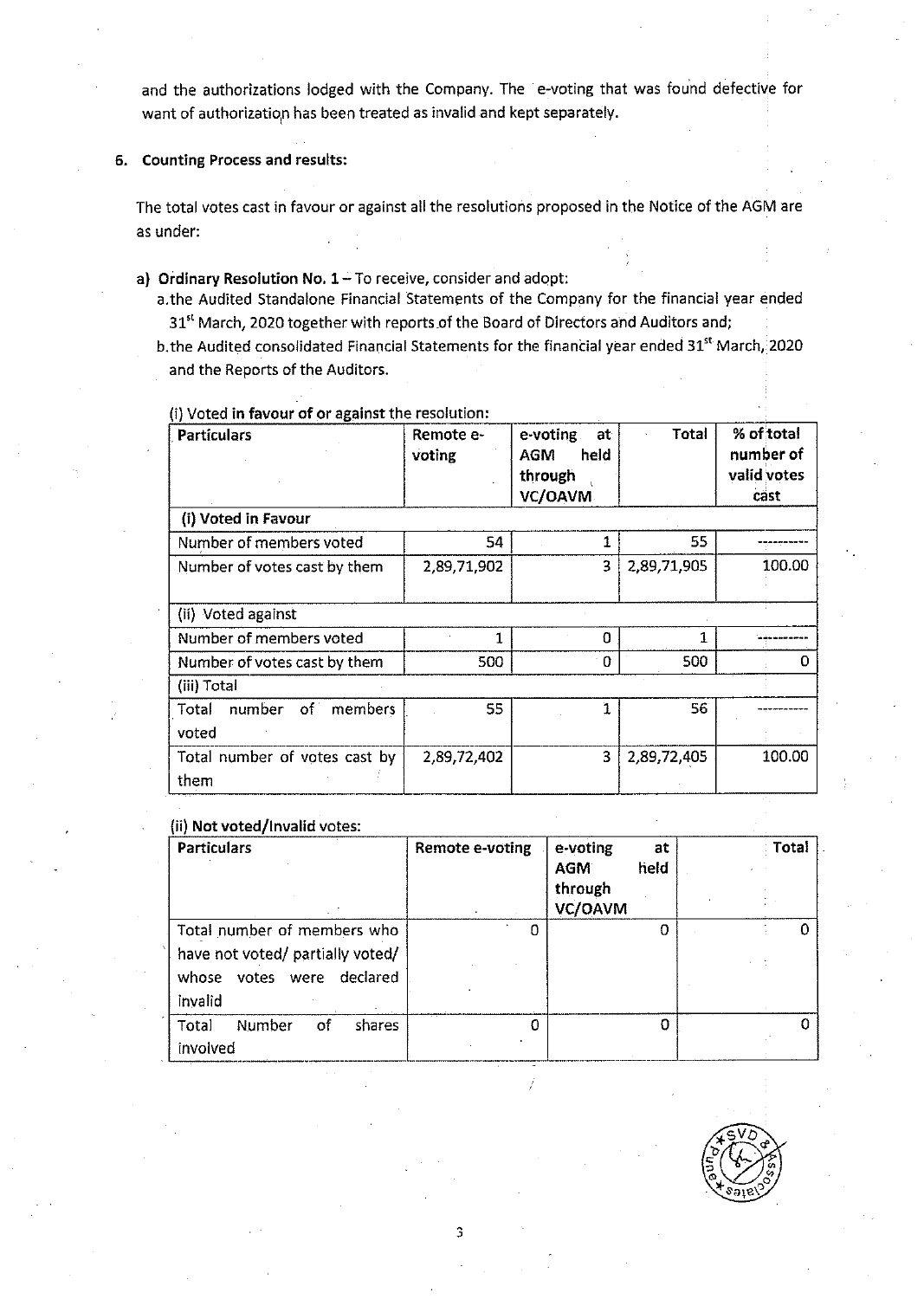and the authorizations lodged with the Company. The e-voting that was found defective for want of authorization has been treated as invalid and kept separately.

**6. Counting Process and results:**

The total votes cast in favour or against all the resolutions proposed in the Notice of the AGM are as under:

**a) Ordinary Resolution No. 1** – To receive, consider and adopt:

a. the Audited Standalone Financial Statements of the Company for the financial year ended 31st March, 2020 together with reports of the Board of Directors and Auditors and;

b. the Audited consolidated Financial Statements for the financial year ended 31st March, 2020 and the Reports of the Auditors.

(i) Voted **in favour of or against** the resolution:

| Particulars | Remote e-voting | e-voting at AGM held through VC/OAVM | Total | % of total number of valid votes cast |
|---|---|---|---|---|
| **(i) Voted in Favour** | | | | |
| Number of members voted | 54 | 1 | 55 | ---------- |
| Number of votes cast by them | 2,89,71,902 | 3 | 2,89,71,905 | 100.00 |
| (ii) Voted against | | | | |
| Number of members voted | 1 | 0 | 1 | ---------- |
| Number of votes cast by them | 500 | 0 | 500 | 0 |
| (iii) Total | | | | |
| Total number of members voted | 55 | 1 | 56 | ---------- |
| Total number of votes cast by them | 2,89,72,402 | 3 | 2,89,72,405 | 100.00 |

(ii) **Not voted/Invalid** votes:

| Particulars | Remote e-voting | e-voting at AGM held through VC/OAVM | Total |
|---|---|---|---|
| Total number of members who have not voted/ partially voted/ whose votes were declared invalid | 0 | 0 | 0 |
| Total Number of shares involved | 0 | 0 | 0 |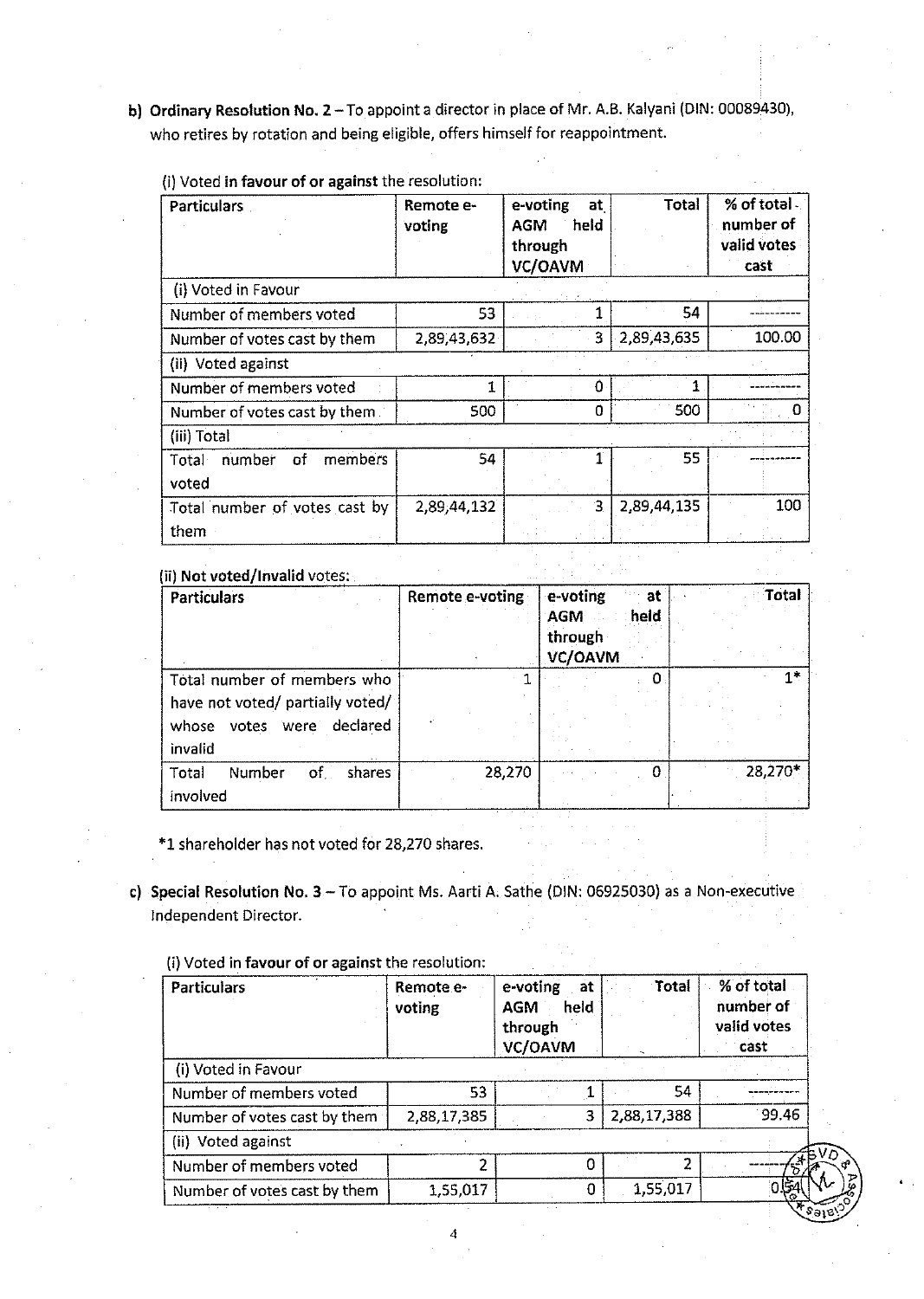b) **Ordinary Resolution No. 2** – To appoint a director in place of Mr. A.B. Kalyani (DIN: 00089430), who retires by rotation and being eligible, offers himself for reappointment.

(i) Voted **in favour of or against** the resolution:

| Particulars | Remote e-voting | e-voting at AGM held through VC/OAVM | Total | % of total number of valid votes cast |
|---|---|---|---|---|
| (i) Voted in Favour | | | | |
| Number of members voted | 53 | 1 | 54 | ---------- |
| Number of votes cast by them | 2,89,43,632 | 3 | 2,89,43,635 | 100.00 |
| (ii) Voted against | | | | |
| Number of members voted | 1 | 0 | 1 | ---------- |
| Number of votes cast by them | 500 | 0 | 500 | 0 |
| (iii) Total | | | | |
| Total number of members voted | 54 | 1 | 55 | ---------- |
| Total number of votes cast by them | 2,89,44,132 | 3 | 2,89,44,135 | 100 |

(ii) **Not voted/Invalid** votes:

| Particulars | Remote e-voting | e-voting at AGM held through VC/OAVM | Total |
|---|---|---|---|
| Total number of members who have not voted/ partially voted/ whose votes were declared invalid | 1 | 0 | 1* |
| Total Number of shares involved | 28,270 | 0 | 28,270* |

*1 shareholder has not voted for 28,270 shares.

c) **Special Resolution No. 3** – To appoint Ms. Aarti A. Sathe (DIN: 06925030) as a Non-executive Independent Director.

(i) Voted in **favour of or against** the resolution:

| Particulars | Remote e-voting | e-voting at AGM held through VC/OAVM | Total | % of total number of valid votes cast |
|---|---|---|---|---|
| (i) Voted in Favour | | | | |
| Number of members voted | 53 | 1 | 54 | ---------- |
| Number of votes cast by them | 2,88,17,385 | 3 | 2,88,17,388 | 99.46 |
| (ii) Voted against | | | | |
| Number of members voted | 2 | 0 | 2 | ---------- |
| Number of votes cast by them | 1,55,017 | 0 | 1,55,017 | 0.54 |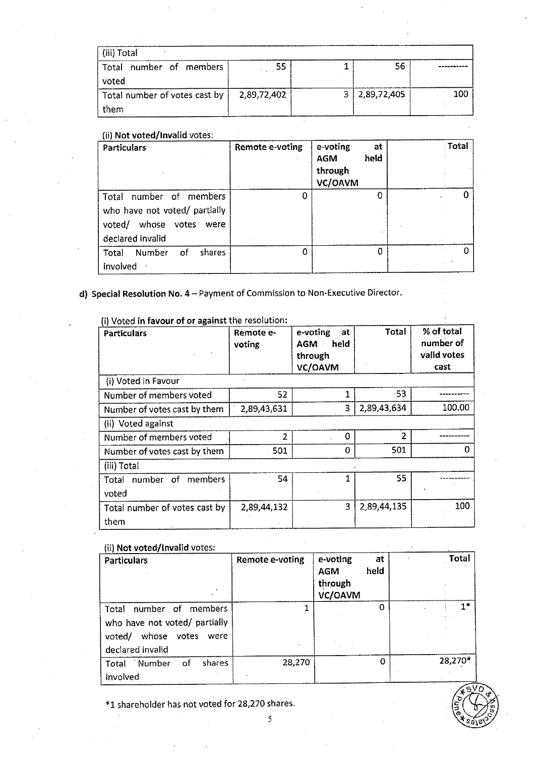| (iii) Total | | | | |
|---|---|---|---|---|
| Total number of members voted | 55 | 1 | 56 | ---------- |
| Total number of votes cast by them | 2,89,72,402 | 3 | 2,89,72,405 | 100 |

(ii) **Not voted/Invalid** votes:

| Particulars | Remote e-voting | e-voting at AGM held through VC/OAVM | Total |
|---|---|---|---|
| Total number of members who have not voted/ partially voted/ whose votes were declared invalid | 0 | 0 | 0 |
| Total Number of shares involved | 0 | 0 | 0 |

**d) Special Resolution No. 4** – Payment of Commission to Non-Executive Director.

(i) Voted **in favour of or against** the resolution:

| Particulars | Remote e-voting | e-voting at AGM held through VC/OAVM | Total | % of total number of valid votes cast |
|---|---|---|---|---|
| (i) Voted in Favour | | | | |
| Number of members voted | 52 | 1 | 53 | ---------- |
| Number of votes cast by them | 2,89,43,631 | 3 | 2,89,43,634 | 100.00 |
| (ii) Voted against | | | | |
| Number of members voted | 2 | 0 | 2 | ---------- |
| Number of votes cast by them | 501 | 0 | 501 | 0 |
| (iii) Total | | | | |
| Total number of members voted | 54 | 1 | 55 | ---------- |
| Total number of votes cast by them | 2,89,44,132 | 3 | 2,89,44,135 | 100 |

(ii) **Not voted/Invalid** votes:

| Particulars | Remote e-voting | e-voting at AGM held through VC/OAVM | Total |
|---|---|---|---|
| Total number of members who have not voted/ partially voted/ whose votes were declared invalid | 1 | 0 | 1* |
| Total Number of shares involved | 28,270 | 0 | 28,270* |

*1 shareholder has not voted for 28,270 shares.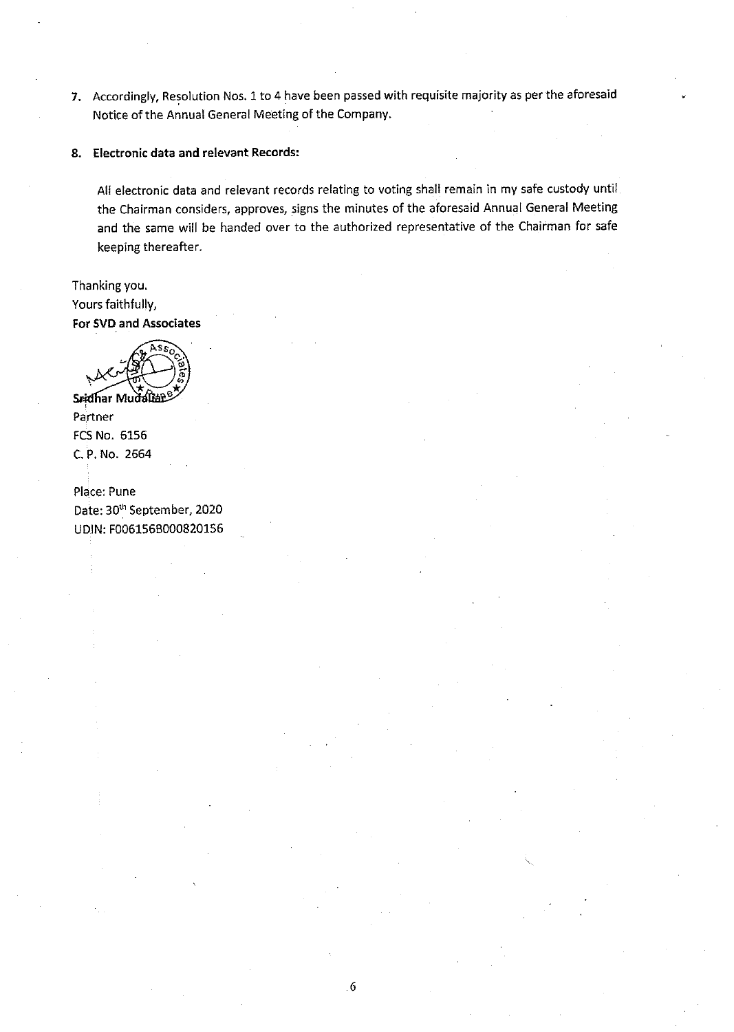7. Accordingly, Resolution Nos. 1 to 4 have been passed with requisite majority as per the aforesaid Notice of the Annual General Meeting of the Company.

8. **Electronic data and relevant Records:**

   All electronic data and relevant records relating to voting shall remain in my safe custody until the Chairman considers, approves, signs the minutes of the aforesaid Annual General Meeting and the same will be handed over to the authorized representative of the Chairman for safe keeping thereafter.

Thanking you.

Yours faithfully,

**For SVD and Associates**

Sridhar Mudaliar

Partner

FCS No. 6156

C. P. No. 2664

Place: Pune

Date: 30th September, 2020

UDIN: F006156B000820156